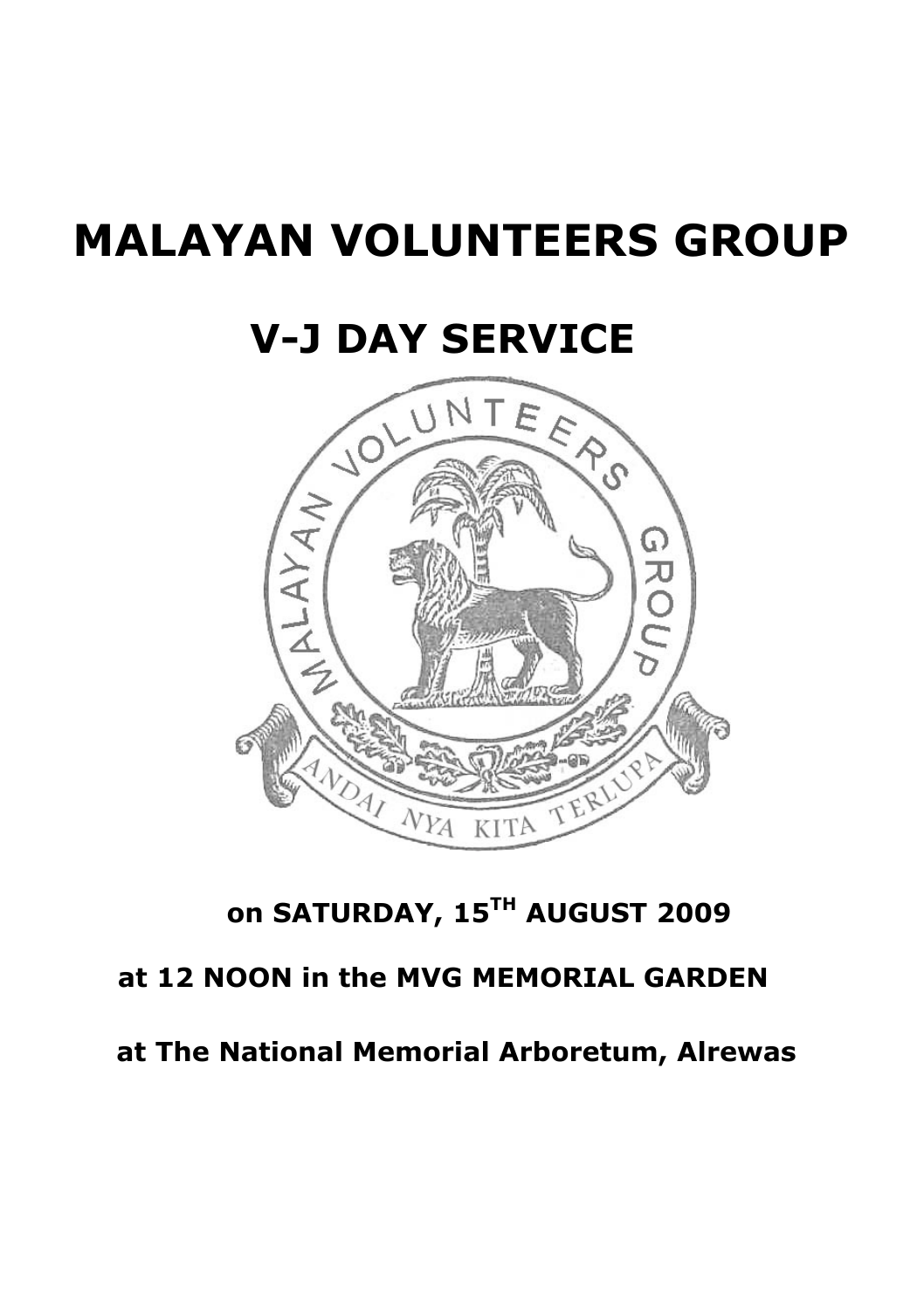# MALAYAN VOLUNTEERS GROUP

## V-J DAY SERVICE

**on SATURDAY, 15TH AUGUST 2009**

**at 12 NOON in the MVG MEMORIAL GARDEN**

**at The National Memorial Arboretum, Alrewas**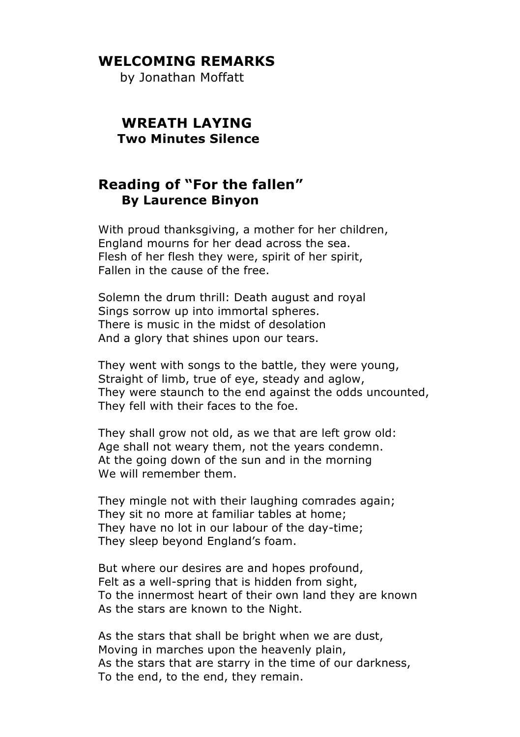## WELCOMING REMARKS

by Jonathan Moffatt

## WREATH LAYING

**Two Minutes Silence**

## Reading of "For the fallen"

**By Laurence Binyon**

With proud thanksgiving, a mother for her children,  
England mourns for her dead across the sea.  
Flesh of her flesh they were, spirit of her spirit,  
Fallen in the cause of the free.

Solemn the drum thrill: Death august and royal  
Sings sorrow up into immortal spheres.  
There is music in the midst of desolation  
And a glory that shines upon our tears.

They went with songs to the battle, they were young,  
Straight of limb, true of eye, steady and aglow,  
They were staunch to the end against the odds uncounted,  
They fell with their faces to the foe.

They shall grow not old, as we that are left grow old:  
Age shall not weary them, not the years condemn.  
At the going down of the sun and in the morning  
We will remember them.

They mingle not with their laughing comrades again;  
They sit no more at familiar tables at home;  
They have no lot in our labour of the day-time;  
They sleep beyond England's foam.

But where our desires are and hopes profound,  
Felt as a well-spring that is hidden from sight,  
To the innermost heart of their own land they are known  
As the stars are known to the Night.

As the stars that shall be bright when we are dust,  
Moving in marches upon the heavenly plain,  
As the stars that are starry in the time of our darkness,  
To the end, to the end, they remain.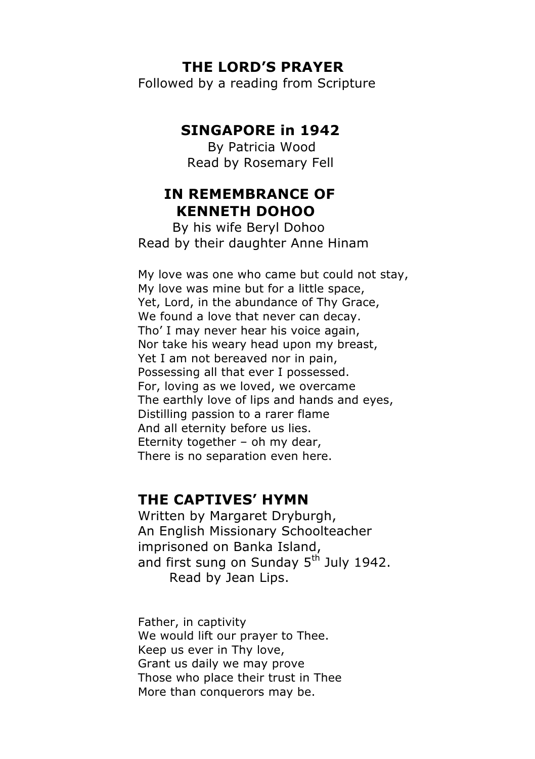## THE LORD'S PRAYER

Followed by a reading from Scripture

## SINGAPORE in 1942

By Patricia Wood
Read by Rosemary Fell

## IN REMEMBRANCE OF KENNETH DOHOO

By his wife Beryl Dohoo
Read by their daughter Anne Hinam

My love was one who came but could not stay,
My love was mine but for a little space,
Yet, Lord, in the abundance of Thy Grace,
We found a love that never can decay.
Tho' I may never hear his voice again,
Nor take his weary head upon my breast,
Yet I am not bereaved nor in pain,
Possessing all that ever I possessed.
For, loving as we loved, we overcame
The earthly love of lips and hands and eyes,
Distilling passion to a rarer flame
And all eternity before us lies.
Eternity together – oh my dear,
There is no separation even here.

## THE CAPTIVES' HYMN

Written by Margaret Dryburgh,
An English Missionary Schoolteacher
imprisoned on Banka Island,
and first sung on Sunday 5th July 1942.
Read by Jean Lips.

Father, in captivity
We would lift our prayer to Thee.
Keep us ever in Thy love,
Grant us daily we may prove
Those who place their trust in Thee
More than conquerors may be.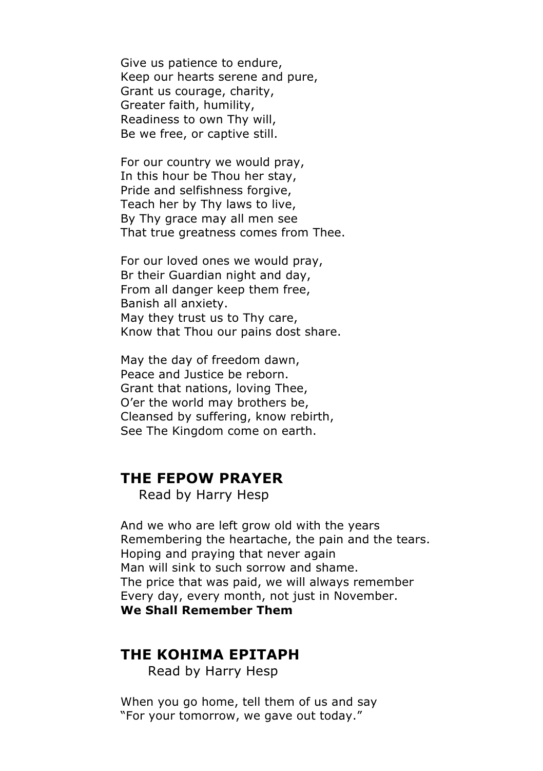Give us patience to endure,
Keep our hearts serene and pure,
Grant us courage, charity,
Greater faith, humility,
Readiness to own Thy will,
Be we free, or captive still.

For our country we would pray,
In this hour be Thou her stay,
Pride and selfishness forgive,
Teach her by Thy laws to live,
By Thy grace may all men see
That true greatness comes from Thee.

For our loved ones we would pray,
Br their Guardian night and day,
From all danger keep them free,
Banish all anxiety.
May they trust us to Thy care,
Know that Thou our pains dost share.

May the day of freedom dawn,
Peace and Justice be reborn.
Grant that nations, loving Thee,
O'er the world may brothers be,
Cleansed by suffering, know rebirth,
See The Kingdom come on earth.

## THE FEPOW PRAYER

Read by Harry Hesp

And we who are left grow old with the years
Remembering the heartache, the pain and the tears.
Hoping and praying that never again
Man will sink to such sorrow and shame.
The price that was paid, we will always remember
Every day, every month, not just in November.
**We Shall Remember Them**

## THE KOHIMA EPITAPH

Read by Harry Hesp

When you go home, tell them of us and say
"For your tomorrow, we gave out today."